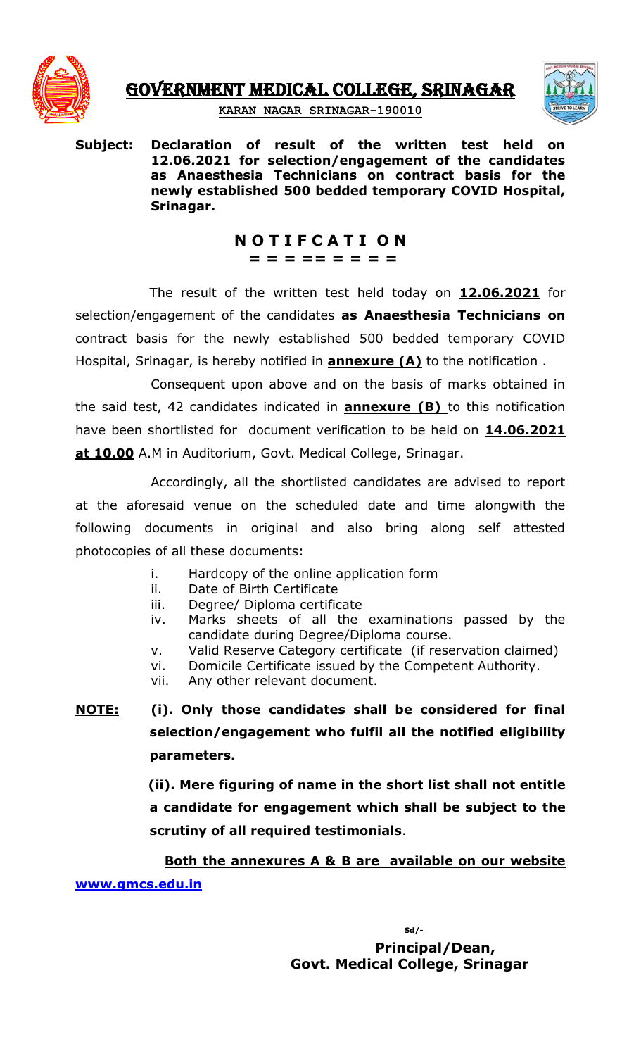# GOVERNMENT MEDICAL COLLEGE, SRINAGAR

**KARAN NAGAR SRINAGAR-190010**

**Subject: Declaration of result of the written test held on 12.06.2021 for selection/engagement of the candidates as Anaesthesia Technicians on contract basis for the newly established 500 bedded temporary COVID Hospital, Srinagar.**

## N O T I F C A T I O N

**= = = = == = = = =**

The result of the written test held today on **12.06.2021** for selection/engagement of the candidates **as Anaesthesia Technicians on** contract basis for the newly established 500 bedded temporary COVID Hospital, Srinagar, is hereby notified in **annexure (A)** to the notification .

Consequent upon above and on the basis of marks obtained in the said test, 42 candidates indicated in **annexure (B)** to this notification have been shortlisted for document verification to be held on **14.06.2021 at 10.00** A.M in Auditorium, Govt. Medical College, Srinagar.

Accordingly, all the shortlisted candidates are advised to report at the aforesaid venue on the scheduled date and time alongwith the following documents in original and also bring along self attested photocopies of all these documents:

i. Hardcopy of the online application form
ii. Date of Birth Certificate
iii. Degree/ Diploma certificate
iv. Marks sheets of all the examinations passed by the candidate during Degree/Diploma course.
v. Valid Reserve Category certificate (if reservation claimed)
vi. Domicile Certificate issued by the Competent Authority.
vii. Any other relevant document.

**NOTE:** **(i). Only those candidates shall be considered for final selection/engagement who fulfil all the notified eligibility parameters.**

**(ii). Mere figuring of name in the short list shall not entitle a candidate for engagement which shall be subject to the scrutiny of all required testimonials**.

**Both the annexures A & B are available on our website** www.gmcs.edu.in

Sd/-

**Principal/Dean,**
**Govt. Medical College, Srinagar**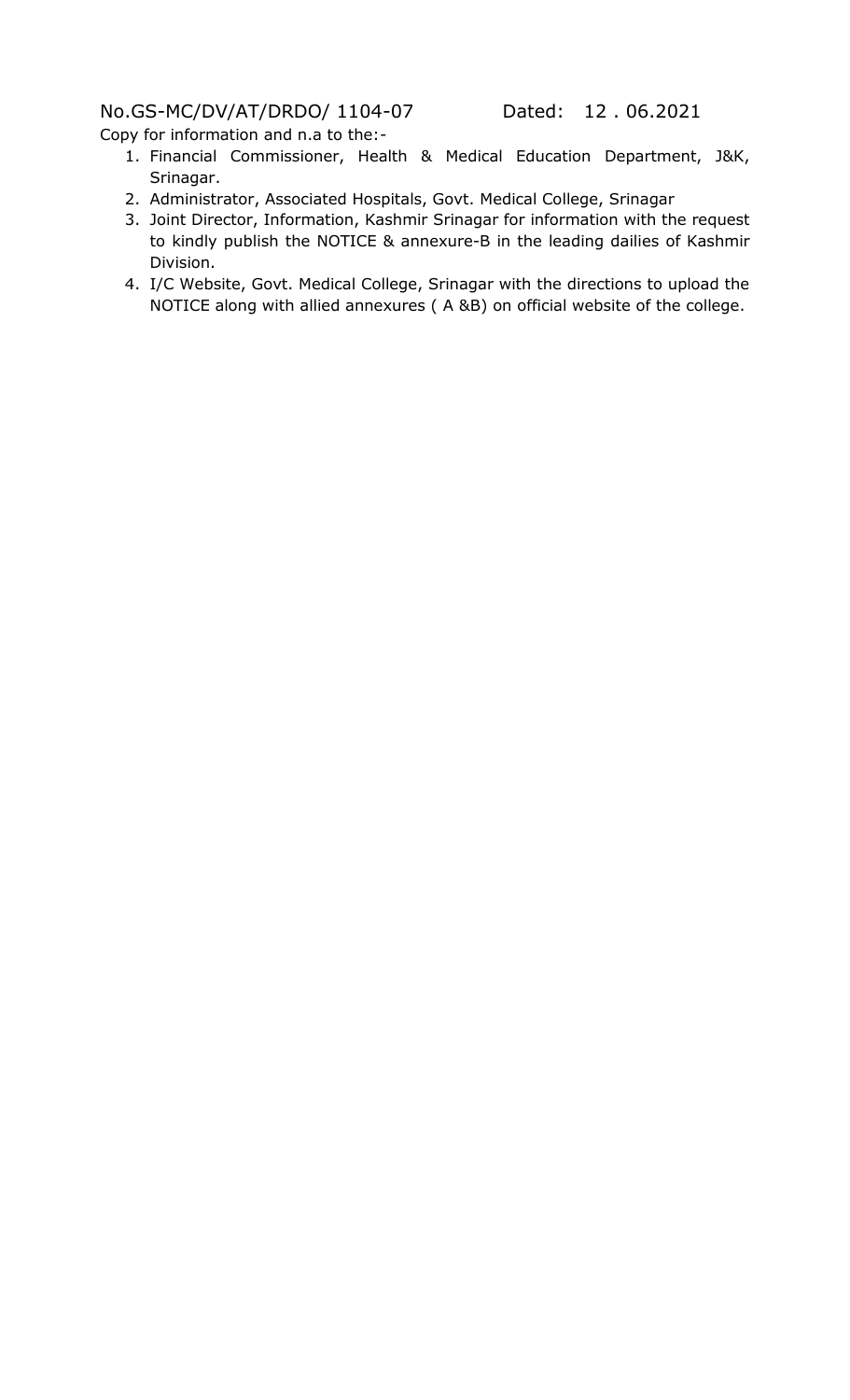No.GS-MC/DV/AT/DRDO/ 1104-07 Dated: 12 . 06.2021

Copy for information and n.a to the:-

1. Financial Commissioner, Health & Medical Education Department, J&K, Srinagar.
2. Administrator, Associated Hospitals, Govt. Medical College, Srinagar
3. Joint Director, Information, Kashmir Srinagar for information with the request to kindly publish the NOTICE & annexure-B in the leading dailies of Kashmir Division.
4. I/C Website, Govt. Medical College, Srinagar with the directions to upload the NOTICE along with allied annexures ( A &B) on official website of the college.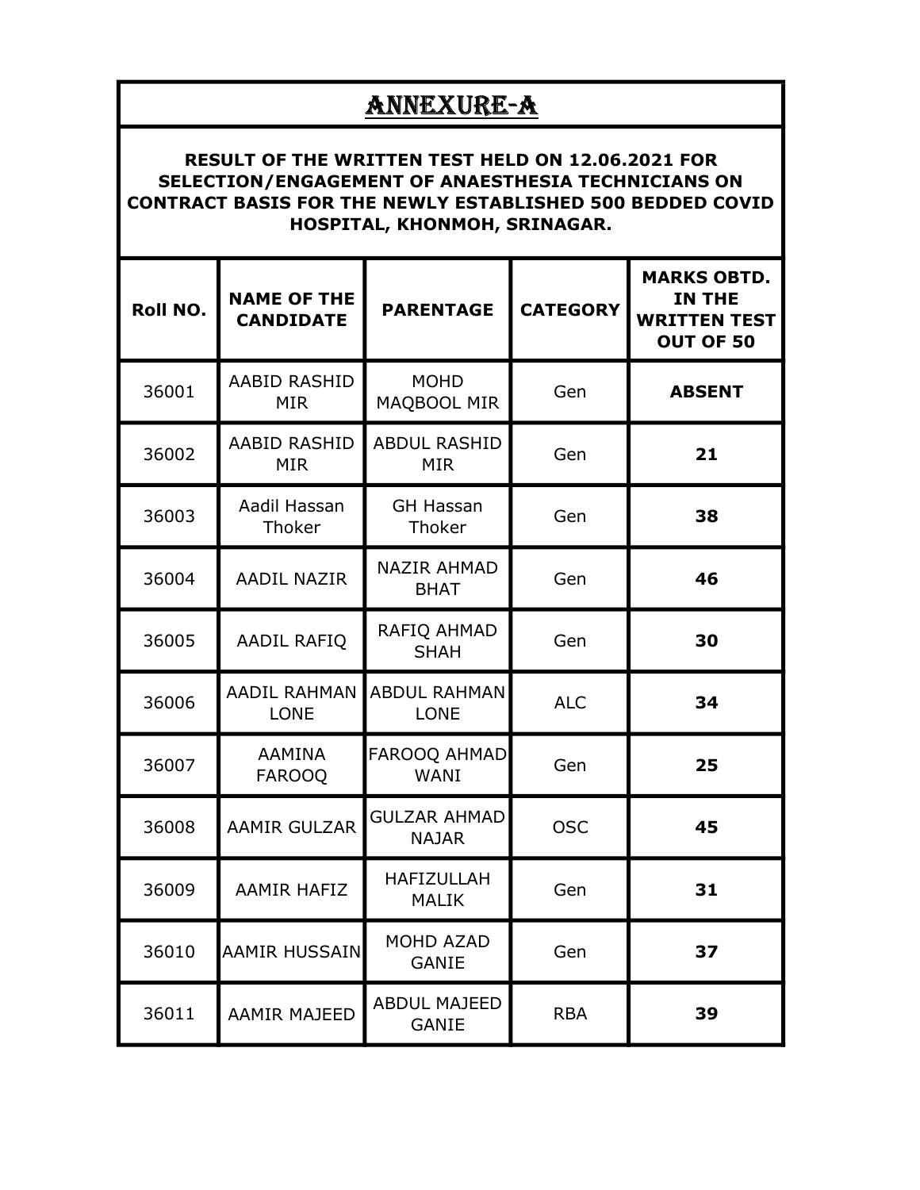# ANNEXURE-A

**RESULT OF THE WRITTEN TEST HELD ON 12.06.2021 FOR SELECTION/ENGAGEMENT OF ANAESTHESIA TECHNICIANS ON CONTRACT BASIS FOR THE NEWLY ESTABLISHED 500 BEDDED COVID HOSPITAL, KHONMOH, SRINAGAR.**

| Roll NO. | NAME OF THE CANDIDATE | PARENTAGE | CATEGORY | MARKS OBTD. IN THE WRITTEN TEST OUT OF 50 |
|---|---|---|---|---|
| 36001 | AABID RASHID MIR | MOHD MAQBOOL MIR | Gen | **ABSENT** |
| 36002 | AABID RASHID MIR | ABDUL RASHID MIR | Gen | **21** |
| 36003 | Aadil Hassan Thoker | GH Hassan Thoker | Gen | **38** |
| 36004 | AADIL NAZIR | NAZIR AHMAD BHAT | Gen | **46** |
| 36005 | AADIL RAFIQ | RAFIQ AHMAD SHAH | Gen | **30** |
| 36006 | AADIL RAHMAN LONE | ABDUL RAHMAN LONE | ALC | **34** |
| 36007 | AAMINA FAROOQ | FAROOQ AHMAD WANI | Gen | **25** |
| 36008 | AAMIR GULZAR | GULZAR AHMAD NAJAR | OSC | **45** |
| 36009 | AAMIR HAFIZ | HAFIZULLAH MALIK | Gen | **31** |
| 36010 | AAMIR HUSSAIN | MOHD AZAD GANIE | Gen | **37** |
| 36011 | AAMIR MAJEED | ABDUL MAJEED GANIE | RBA | **39** |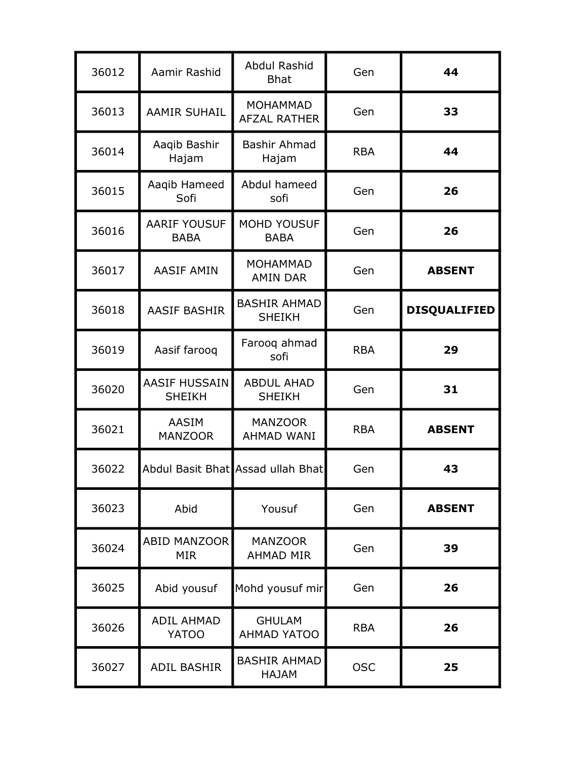| 36012 | Aamir Rashid | Abdul Rashid Bhat | Gen | **44** |
|---|---|---|---|---|
| 36013 | AAMIR SUHAIL | MOHAMMAD AFZAL RATHER | Gen | **33** |
| 36014 | Aaqib Bashir Hajam | Bashir Ahmad Hajam | RBA | **44** |
| 36015 | Aaqib Hameed Sofi | Abdul hameed sofi | Gen | **26** |
| 36016 | AARIF YOUSUF BABA | MOHD YOUSUF BABA | Gen | **26** |
| 36017 | AASIF AMIN | MOHAMMAD AMIN DAR | Gen | **ABSENT** |
| 36018 | AASIF BASHIR | BASHIR AHMAD SHEIKH | Gen | **DISQUALIFIED** |
| 36019 | Aasif farooq | Farooq ahmad sofi | RBA | **29** |
| 36020 | AASIF HUSSAIN SHEIKH | ABDUL AHAD SHEIKH | Gen | **31** |
| 36021 | AASIM MANZOOR | MANZOOR AHMAD WANI | RBA | **ABSENT** |
| 36022 | Abdul Basit Bhat | Assad ullah Bhat | Gen | **43** |
| 36023 | Abid | Yousuf | Gen | **ABSENT** |
| 36024 | ABID MANZOOR MIR | MANZOOR AHMAD MIR | Gen | **39** |
| 36025 | Abid yousuf | Mohd yousuf mir | Gen | **26** |
| 36026 | ADIL AHMAD YATOO | GHULAM AHMAD YATOO | RBA | **26** |
| 36027 | ADIL BASHIR | BASHIR AHMAD HAJAM | OSC | **25** |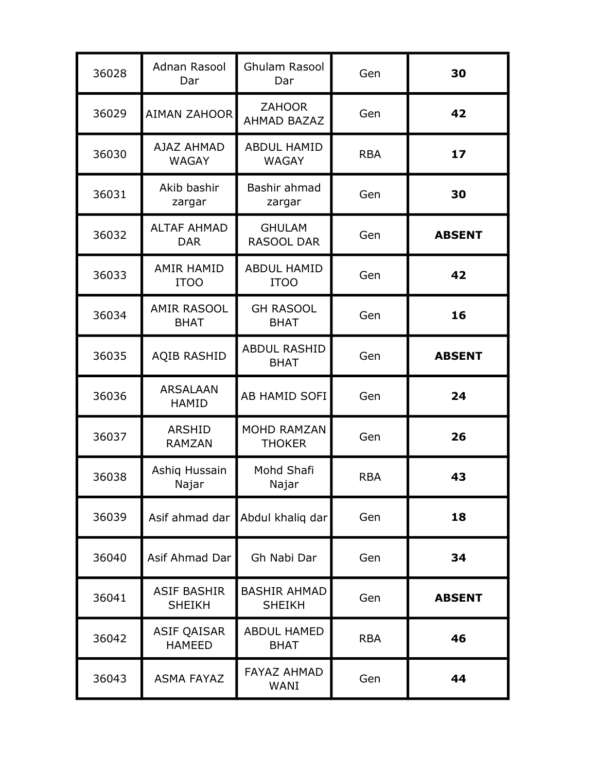| | | | | |
|---|---|---|---|---|
| 36028 | Adnan Rasool Dar | Ghulam Rasool Dar | Gen | **30** |
| 36029 | AIMAN ZAHOOR | ZAHOOR AHMAD BAZAZ | Gen | **42** |
| 36030 | AJAZ AHMAD WAGAY | ABDUL HAMID WAGAY | RBA | **17** |
| 36031 | Akib bashir zargar | Bashir ahmad zargar | Gen | **30** |
| 36032 | ALTAF AHMAD DAR | GHULAM RASOOL DAR | Gen | **ABSENT** |
| 36033 | AMIR HAMID ITOO | ABDUL HAMID ITOO | Gen | **42** |
| 36034 | AMIR RASOOL BHAT | GH RASOOL BHAT | Gen | **16** |
| 36035 | AQIB RASHID | ABDUL RASHID BHAT | Gen | **ABSENT** |
| 36036 | ARSALAAN HAMID | AB HAMID SOFI | Gen | **24** |
| 36037 | ARSHID RAMZAN | MOHD RAMZAN THOKER | Gen | **26** |
| 36038 | Ashiq Hussain Najar | Mohd Shafi Najar | RBA | **43** |
| 36039 | Asif ahmad dar | Abdul khaliq dar | Gen | **18** |
| 36040 | Asif Ahmad Dar | Gh Nabi Dar | Gen | **34** |
| 36041 | ASIF BASHIR SHEIKH | BASHIR AHMAD SHEIKH | Gen | **ABSENT** |
| 36042 | ASIF QAISAR HAMEED | ABDUL HAMED BHAT | RBA | **46** |
| 36043 | ASMA FAYAZ | FAYAZ AHMAD WANI | Gen | **44** |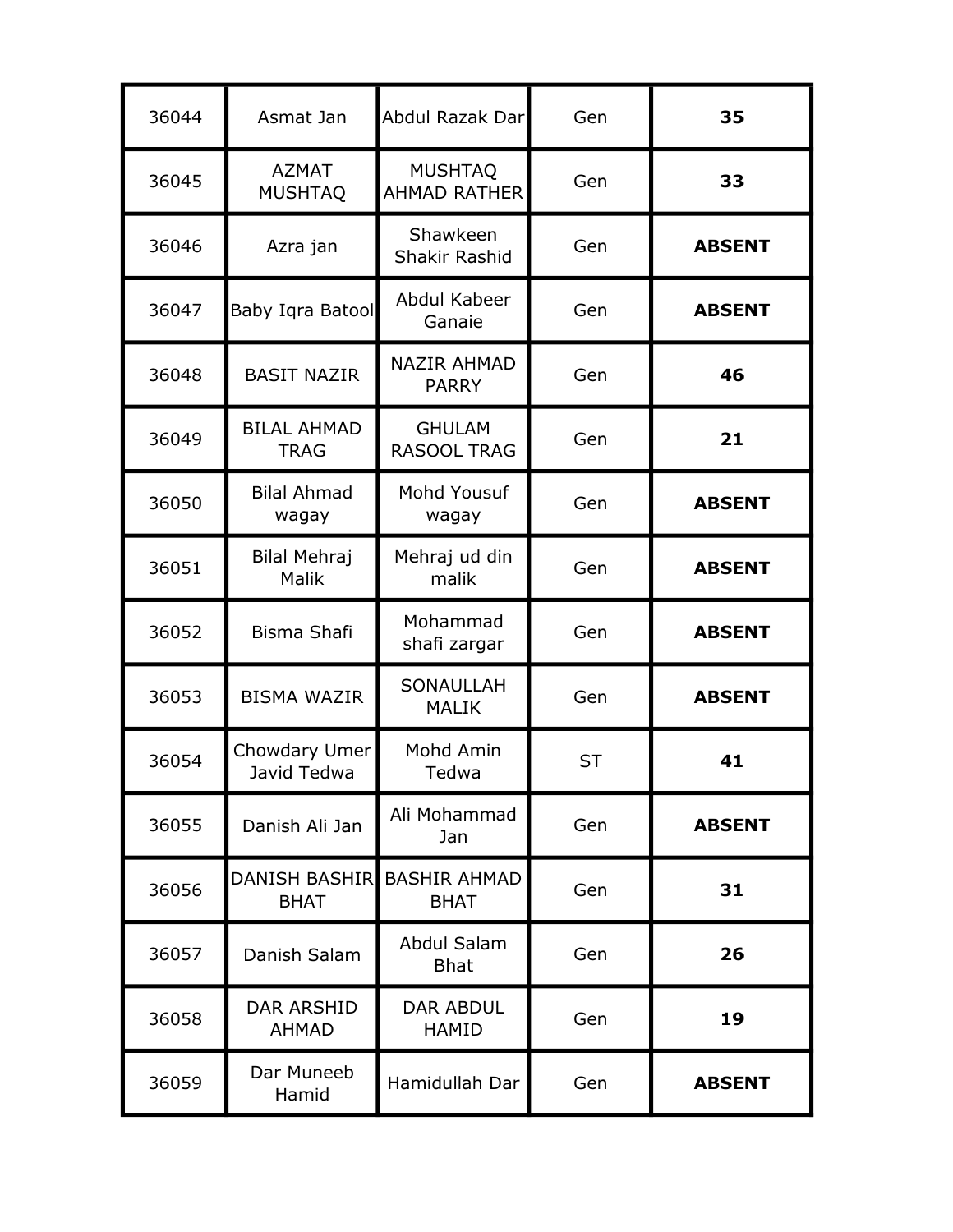| 36044 | Asmat Jan | Abdul Razak Dar | Gen | **35** |
|---|---|---|---|---|
| 36045 | AZMAT MUSHTAQ | MUSHTAQ AHMAD RATHER | Gen | **33** |
| 36046 | Azra jan | Shawkeen Shakir Rashid | Gen | **ABSENT** |
| 36047 | Baby Iqra Batool | Abdul Kabeer Ganaie | Gen | **ABSENT** |
| 36048 | BASIT NAZIR | NAZIR AHMAD PARRY | Gen | **46** |
| 36049 | BILAL AHMAD TRAG | GHULAM RASOOL TRAG | Gen | **21** |
| 36050 | Bilal Ahmad wagay | Mohd Yousuf wagay | Gen | **ABSENT** |
| 36051 | Bilal Mehraj Malik | Mehraj ud din malik | Gen | **ABSENT** |
| 36052 | Bisma Shafi | Mohammad shafi zargar | Gen | **ABSENT** |
| 36053 | BISMA WAZIR | SONAULLAH MALIK | Gen | **ABSENT** |
| 36054 | Chowdary Umer Javid Tedwa | Mohd Amin Tedwa | ST | **41** |
| 36055 | Danish Ali Jan | Ali Mohammad Jan | Gen | **ABSENT** |
| 36056 | DANISH BASHIR BHAT | BASHIR AHMAD BHAT | Gen | **31** |
| 36057 | Danish Salam | Abdul Salam Bhat | Gen | **26** |
| 36058 | DAR ARSHID AHMAD | DAR ABDUL HAMID | Gen | **19** |
| 36059 | Dar Muneeb Hamid | Hamidullah Dar | Gen | **ABSENT** |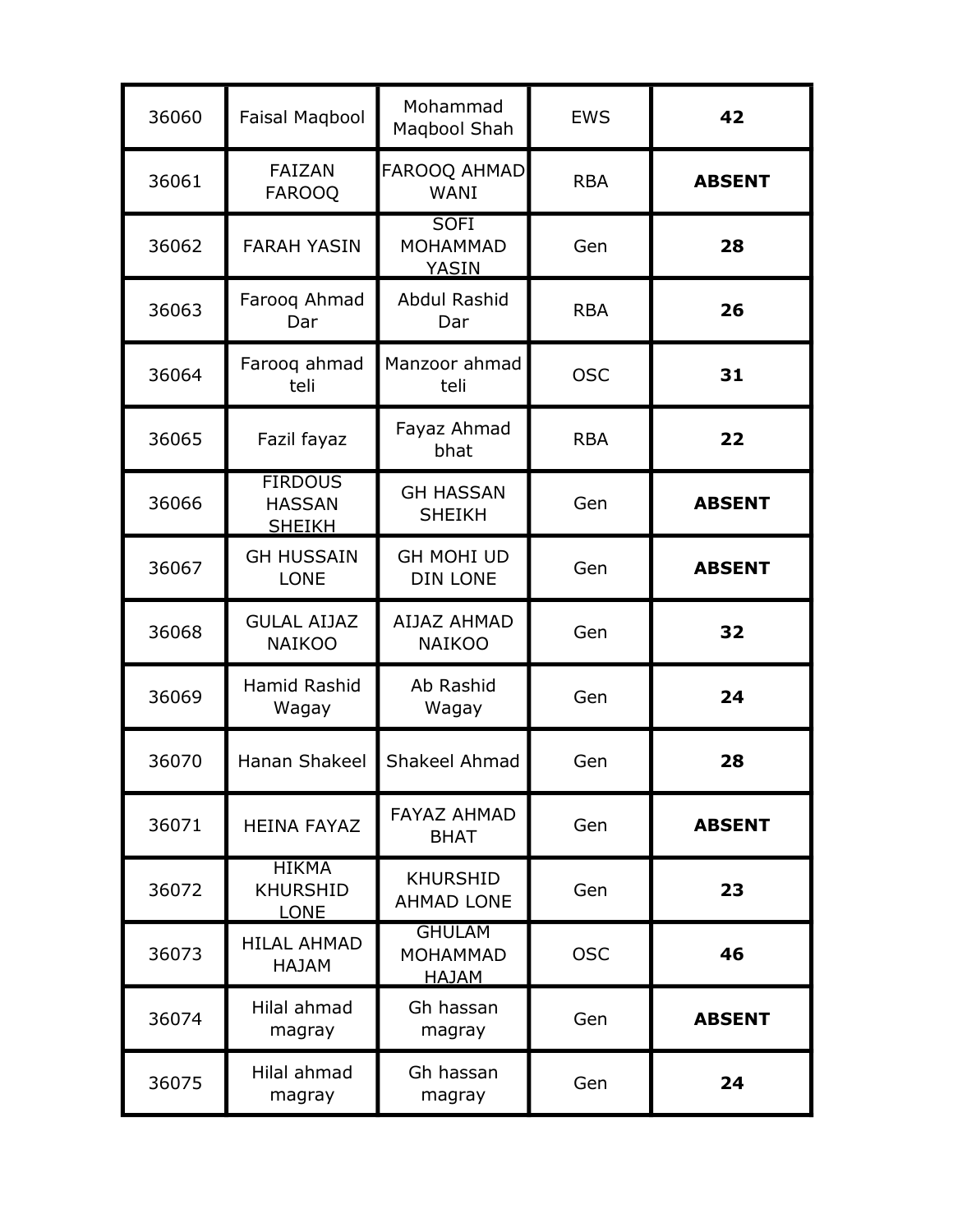| 36060 | Faisal Maqbool | Mohammad Maqbool Shah | EWS | **42** |
|---|---|---|---|---|
| 36061 | FAIZAN FAROOQ | FAROOQ AHMAD WANI | RBA | **ABSENT** |
| 36062 | FARAH YASIN | SOFI MOHAMMAD YASIN | Gen | **28** |
| 36063 | Farooq Ahmad Dar | Abdul Rashid Dar | RBA | **26** |
| 36064 | Farooq ahmad teli | Manzoor ahmad teli | OSC | **31** |
| 36065 | Fazil fayaz | Fayaz Ahmad bhat | RBA | **22** |
| 36066 | FIRDOUS HASSAN SHEIKH | GH HASSAN SHEIKH | Gen | **ABSENT** |
| 36067 | GH HUSSAIN LONE | GH MOHI UD DIN LONE | Gen | **ABSENT** |
| 36068 | GULAL AIJAZ NAIKOO | AIJAZ AHMAD NAIKOO | Gen | **32** |
| 36069 | Hamid Rashid Wagay | Ab Rashid Wagay | Gen | **24** |
| 36070 | Hanan Shakeel | Shakeel Ahmad | Gen | **28** |
| 36071 | HEINA FAYAZ | FAYAZ AHMAD BHAT | Gen | **ABSENT** |
| 36072 | HIKMA KHURSHID LONE | KHURSHID AHMAD LONE | Gen | **23** |
| 36073 | HILAL AHMAD HAJAM | GHULAM MOHAMMAD HAJAM | OSC | **46** |
| 36074 | Hilal ahmad magray | Gh hassan magray | Gen | **ABSENT** |
| 36075 | Hilal ahmad magray | Gh hassan magray | Gen | **24** |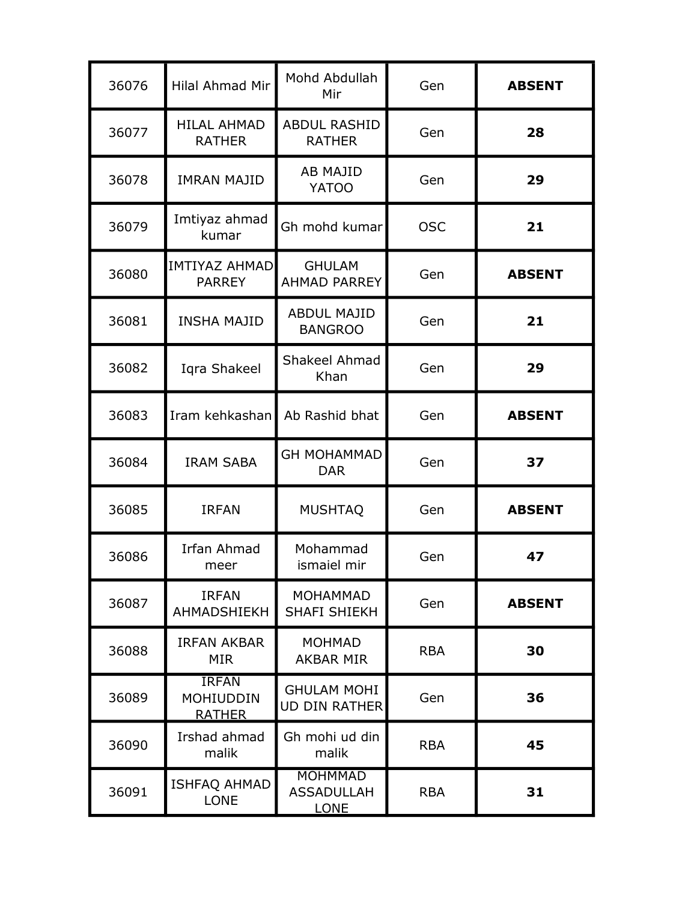| | | | | |
|---|---|---|---|---|
| 36076 | Hilal Ahmad Mir | Mohd Abdullah Mir | Gen | **ABSENT** |
| 36077 | HILAL AHMAD RATHER | ABDUL RASHID RATHER | Gen | **28** |
| 36078 | IMRAN MAJID | AB MAJID YATOO | Gen | **29** |
| 36079 | Imtiyaz ahmad kumar | Gh mohd kumar | OSC | **21** |
| 36080 | IMTIYAZ AHMAD PARREY | GHULAM AHMAD PARREY | Gen | **ABSENT** |
| 36081 | INSHA MAJID | ABDUL MAJID BANGROO | Gen | **21** |
| 36082 | Iqra Shakeel | Shakeel Ahmad Khan | Gen | **29** |
| 36083 | Iram kehkashan | Ab Rashid bhat | Gen | **ABSENT** |
| 36084 | IRAM SABA | GH MOHAMMAD DAR | Gen | **37** |
| 36085 | IRFAN | MUSHTAQ | Gen | **ABSENT** |
| 36086 | Irfan Ahmad meer | Mohammad ismaiel mir | Gen | **47** |
| 36087 | IRFAN AHMADSHIEKH | MOHAMMAD SHAFI SHIEKH | Gen | **ABSENT** |
| 36088 | IRFAN AKBAR MIR | MOHMAD AKBAR MIR | RBA | **30** |
| 36089 | IRFAN MOHIUDDIN RATHER | GHULAM MOHI UD DIN RATHER | Gen | **36** |
| 36090 | Irshad ahmad malik | Gh mohi ud din malik | RBA | **45** |
| 36091 | ISHFAQ AHMAD LONE | MOHMMAD ASSADULLAH LONE | RBA | **31** |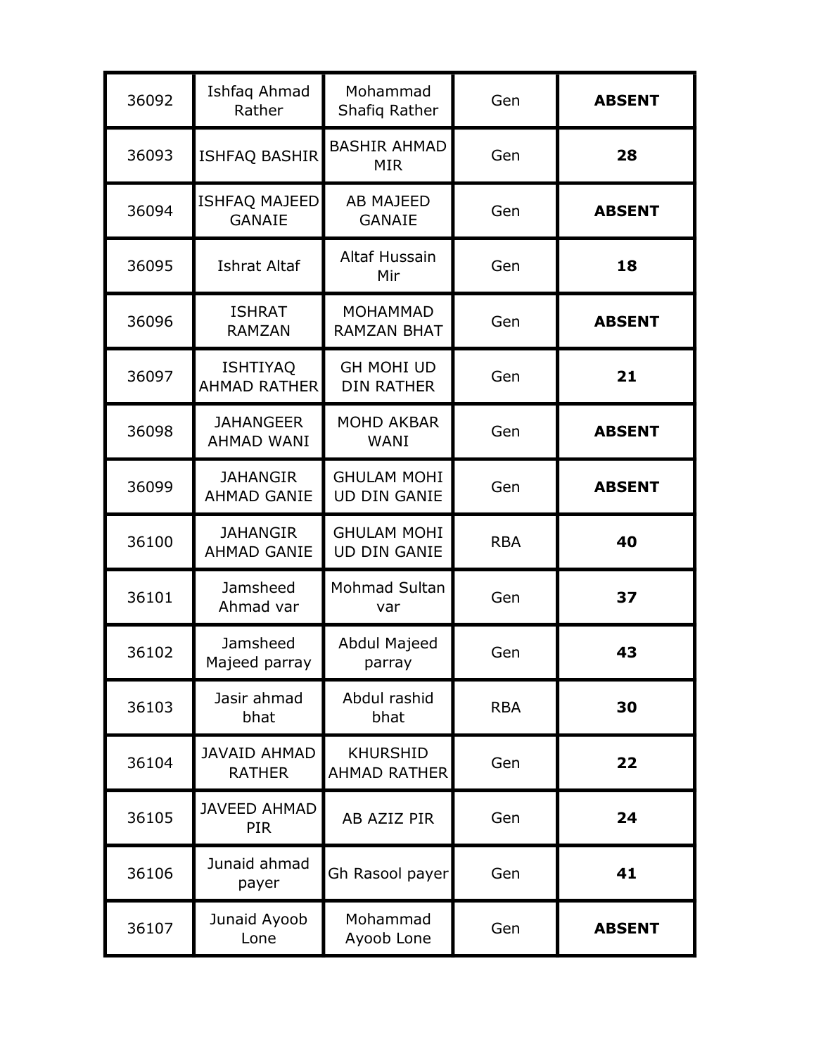| 36092 | Ishfaq Ahmad Rather | Mohammad Shafiq Rather | Gen | **ABSENT** |
|---|---|---|---|---|
| 36093 | ISHFAQ BASHIR | BASHIR AHMAD MIR | Gen | **28** |
| 36094 | ISHFAQ MAJEED GANAIE | AB MAJEED GANAIE | Gen | **ABSENT** |
| 36095 | Ishrat Altaf | Altaf Hussain Mir | Gen | **18** |
| 36096 | ISHRAT RAMZAN | MOHAMMAD RAMZAN BHAT | Gen | **ABSENT** |
| 36097 | ISHTIYAQ AHMAD RATHER | GH MOHI UD DIN RATHER | Gen | **21** |
| 36098 | JAHANGEER AHMAD WANI | MOHD AKBAR WANI | Gen | **ABSENT** |
| 36099 | JAHANGIR AHMAD GANIE | GHULAM MOHI UD DIN GANIE | Gen | **ABSENT** |
| 36100 | JAHANGIR AHMAD GANIE | GHULAM MOHI UD DIN GANIE | RBA | **40** |
| 36101 | Jamsheed Ahmad var | Mohmad Sultan var | Gen | **37** |
| 36102 | Jamsheed Majeed parray | Abdul Majeed parray | Gen | **43** |
| 36103 | Jasir ahmad bhat | Abdul rashid bhat | RBA | **30** |
| 36104 | JAVAID AHMAD RATHER | KHURSHID AHMAD RATHER | Gen | **22** |
| 36105 | JAVEED AHMAD PIR | AB AZIZ PIR | Gen | **24** |
| 36106 | Junaid ahmad payer | Gh Rasool payer | Gen | **41** |
| 36107 | Junaid Ayoob Lone | Mohammad Ayoob Lone | Gen | **ABSENT** |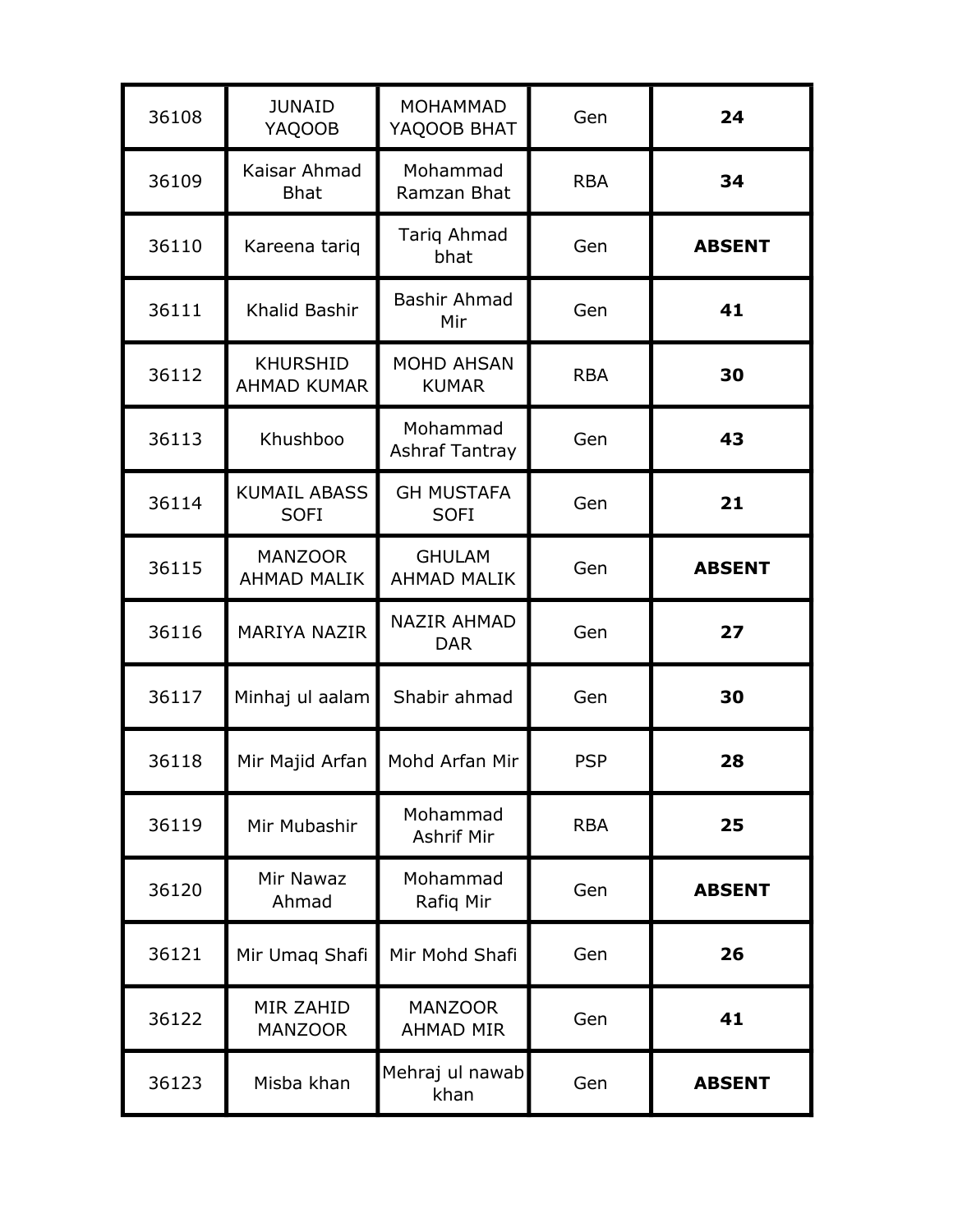| 36108 | JUNAID YAQOOB | MOHAMMAD YAQOOB BHAT | Gen | **24** |
|---|---|---|---|---|
| 36109 | Kaisar Ahmad Bhat | Mohammad Ramzan Bhat | RBA | **34** |
| 36110 | Kareena tariq | Tariq Ahmad bhat | Gen | **ABSENT** |
| 36111 | Khalid Bashir | Bashir Ahmad Mir | Gen | **41** |
| 36112 | KHURSHID AHMAD KUMAR | MOHD AHSAN KUMAR | RBA | **30** |
| 36113 | Khushboo | Mohammad Ashraf Tantray | Gen | **43** |
| 36114 | KUMAIL ABASS SOFI | GH MUSTAFA SOFI | Gen | **21** |
| 36115 | MANZOOR AHMAD MALIK | GHULAM AHMAD MALIK | Gen | **ABSENT** |
| 36116 | MARIYA NAZIR | NAZIR AHMAD DAR | Gen | **27** |
| 36117 | Minhaj ul aalam | Shabir ahmad | Gen | **30** |
| 36118 | Mir Majid Arfan | Mohd Arfan Mir | PSP | **28** |
| 36119 | Mir Mubashir | Mohammad Ashrif Mir | RBA | **25** |
| 36120 | Mir Nawaz Ahmad | Mohammad Rafiq Mir | Gen | **ABSENT** |
| 36121 | Mir Umaq Shafi | Mir Mohd Shafi | Gen | **26** |
| 36122 | MIR ZAHID MANZOOR | MANZOOR AHMAD MIR | Gen | **41** |
| 36123 | Misba khan | Mehraj ul nawab khan | Gen | **ABSENT** |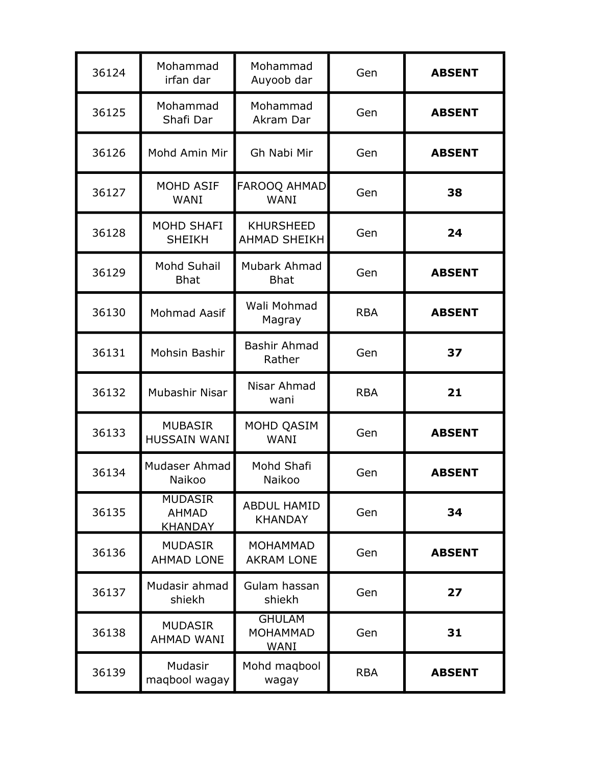| | | | | |
|---|---|---|---|---|
| 36124 | Mohammad irfan dar | Mohammad Auyoob dar | Gen | **ABSENT** |
| 36125 | Mohammad Shafi Dar | Mohammad Akram Dar | Gen | **ABSENT** |
| 36126 | Mohd Amin Mir | Gh Nabi Mir | Gen | **ABSENT** |
| 36127 | MOHD ASIF WANI | FAROOQ AHMAD WANI | Gen | **38** |
| 36128 | MOHD SHAFI SHEIKH | KHURSHEED AHMAD SHEIKH | Gen | **24** |
| 36129 | Mohd Suhail Bhat | Mubark Ahmad Bhat | Gen | **ABSENT** |
| 36130 | Mohmad Aasif | Wali Mohmad Magray | RBA | **ABSENT** |
| 36131 | Mohsin Bashir | Bashir Ahmad Rather | Gen | **37** |
| 36132 | Mubashir Nisar | Nisar Ahmad wani | RBA | **21** |
| 36133 | MUBASIR HUSSAIN WANI | MOHD QASIM WANI | Gen | **ABSENT** |
| 36134 | Mudaser Ahmad Naikoo | Mohd Shafi Naikoo | Gen | **ABSENT** |
| 36135 | MUDASIR AHMAD KHANDAY | ABDUL HAMID KHANDAY | Gen | **34** |
| 36136 | MUDASIR AHMAD LONE | MOHAMMAD AKRAM LONE | Gen | **ABSENT** |
| 36137 | Mudasir ahmad shiekh | Gulam hassan shiekh | Gen | **27** |
| 36138 | MUDASIR AHMAD WANI | GHULAM MOHAMMAD WANI | Gen | **31** |
| 36139 | Mudasir maqbool wagay | Mohd maqbool wagay | RBA | **ABSENT** |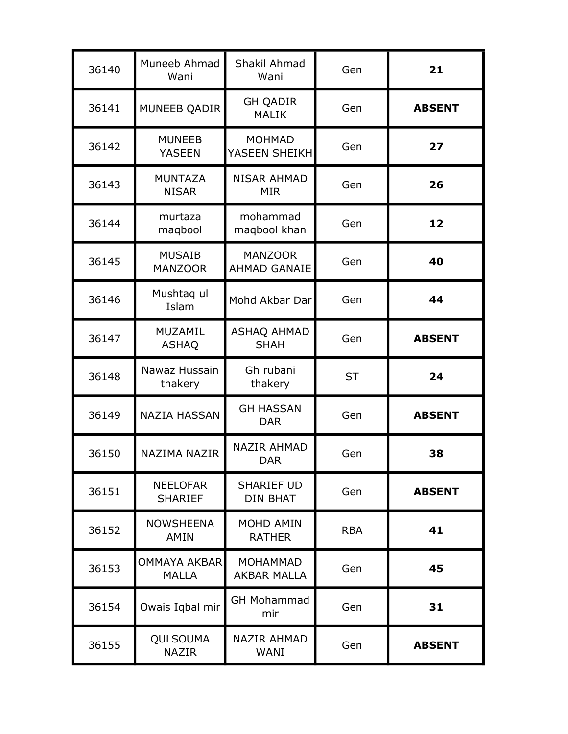| | | | | |
|---|---|---|---|---|
| 36140 | Muneeb Ahmad Wani | Shakil Ahmad Wani | Gen | **21** |
| 36141 | MUNEEB QADIR | GH QADIR MALIK | Gen | **ABSENT** |
| 36142 | MUNEEB YASEEN | MOHMAD YASEEN SHEIKH | Gen | **27** |
| 36143 | MUNTAZA NISAR | NISAR AHMAD MIR | Gen | **26** |
| 36144 | murtaza maqbool | mohammad maqbool khan | Gen | **12** |
| 36145 | MUSAIB MANZOOR | MANZOOR AHMAD GANAIE | Gen | **40** |
| 36146 | Mushtaq ul Islam | Mohd Akbar Dar | Gen | **44** |
| 36147 | MUZAMIL ASHAQ | ASHAQ AHMAD SHAH | Gen | **ABSENT** |
| 36148 | Nawaz Hussain thakery | Gh rubani thakery | ST | **24** |
| 36149 | NAZIA HASSAN | GH HASSAN DAR | Gen | **ABSENT** |
| 36150 | NAZIMA NAZIR | NAZIR AHMAD DAR | Gen | **38** |
| 36151 | NEELOFAR SHARIEF | SHARIEF UD DIN BHAT | Gen | **ABSENT** |
| 36152 | NOWSHEENA AMIN | MOHD AMIN RATHER | RBA | **41** |
| 36153 | OMMAYA AKBAR MALLA | MOHAMMAD AKBAR MALLA | Gen | **45** |
| 36154 | Owais Iqbal mir | GH Mohammad mir | Gen | **31** |
| 36155 | QULSOUMA NAZIR | NAZIR AHMAD WANI | Gen | **ABSENT** |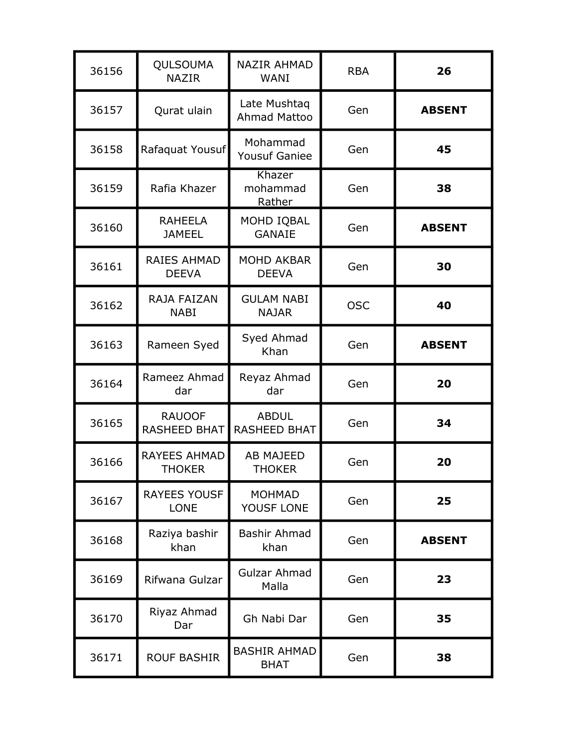| 36156 | QULSOUMA NAZIR | NAZIR AHMAD WANI | RBA | **26** |
|---|---|---|---|---|
| 36157 | Qurat ulain | Late Mushtaq Ahmad Mattoo | Gen | **ABSENT** |
| 36158 | Rafaquat Yousuf | Mohammad Yousuf Ganiee | Gen | **45** |
| 36159 | Rafia Khazer | Khazer mohammad Rather | Gen | **38** |
| 36160 | RAHEELA JAMEEL | MOHD IQBAL GANAIE | Gen | **ABSENT** |
| 36161 | RAIES AHMAD DEEVA | MOHD AKBAR DEEVA | Gen | **30** |
| 36162 | RAJA FAIZAN NABI | GULAM NABI NAJAR | OSC | **40** |
| 36163 | Rameen Syed | Syed Ahmad Khan | Gen | **ABSENT** |
| 36164 | Rameez Ahmad dar | Reyaz Ahmad dar | Gen | **20** |
| 36165 | RAUOOF RASHEED BHAT | ABDUL RASHEED BHAT | Gen | **34** |
| 36166 | RAYEES AHMAD THOKER | AB MAJEED THOKER | Gen | **20** |
| 36167 | RAYEES YOUSF LONE | MOHMAD YOUSF LONE | Gen | **25** |
| 36168 | Raziya bashir khan | Bashir Ahmad khan | Gen | **ABSENT** |
| 36169 | Rifwana Gulzar | Gulzar Ahmad Malla | Gen | **23** |
| 36170 | Riyaz Ahmad Dar | Gh Nabi Dar | Gen | **35** |
| 36171 | ROUF BASHIR | BASHIR AHMAD BHAT | Gen | **38** |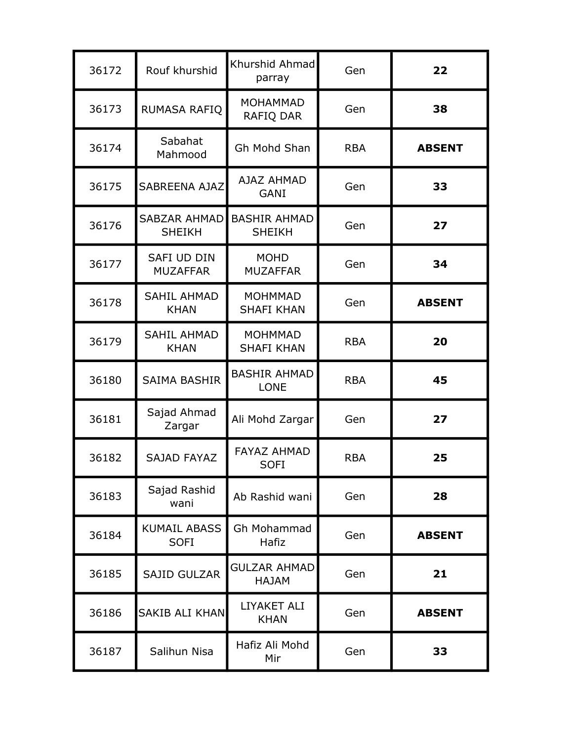| 36172 | Rouf khurshid | Khurshid Ahmad parray | Gen | **22** |
|---|---|---|---|---|
| 36173 | RUMASA RAFIQ | MOHAMMAD RAFIQ DAR | Gen | **38** |
| 36174 | Sabahat Mahmood | Gh Mohd Shan | RBA | **ABSENT** |
| 36175 | SABREENA AJAZ | AJAZ AHMAD GANI | Gen | **33** |
| 36176 | SABZAR AHMAD SHEIKH | BASHIR AHMAD SHEIKH | Gen | **27** |
| 36177 | SAFI UD DIN MUZAFFAR | MOHD MUZAFFAR | Gen | **34** |
| 36178 | SAHIL AHMAD KHAN | MOHMMAD SHAFI KHAN | Gen | **ABSENT** |
| 36179 | SAHIL AHMAD KHAN | MOHMMAD SHAFI KHAN | RBA | **20** |
| 36180 | SAIMA BASHIR | BASHIR AHMAD LONE | RBA | **45** |
| 36181 | Sajad Ahmad Zargar | Ali Mohd Zargar | Gen | **27** |
| 36182 | SAJAD FAYAZ | FAYAZ AHMAD SOFI | RBA | **25** |
| 36183 | Sajad Rashid wani | Ab Rashid wani | Gen | **28** |
| 36184 | KUMAIL ABASS SOFI | Gh Mohammad Hafiz | Gen | **ABSENT** |
| 36185 | SAJID GULZAR | GULZAR AHMAD HAJAM | Gen | **21** |
| 36186 | SAKIB ALI KHAN | LIYAKET ALI KHAN | Gen | **ABSENT** |
| 36187 | Salihun Nisa | Hafiz Ali Mohd Mir | Gen | **33** |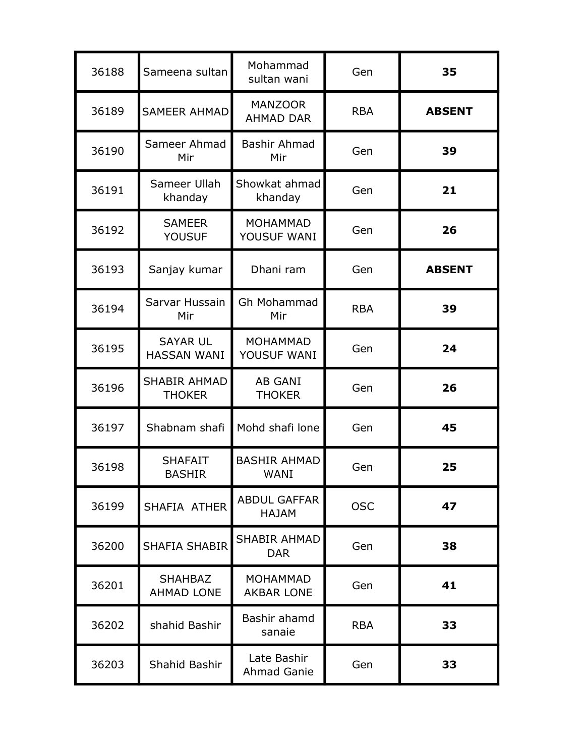| 36188 | Sameena sultan | Mohammad sultan wani | Gen | **35** |
|---|---|---|---|---|
| 36189 | SAMEER AHMAD | MANZOOR AHMAD DAR | RBA | **ABSENT** |
| 36190 | Sameer Ahmad Mir | Bashir Ahmad Mir | Gen | **39** |
| 36191 | Sameer Ullah khanday | Showkat ahmad khanday | Gen | **21** |
| 36192 | SAMEER YOUSUF | MOHAMMAD YOUSUF WANI | Gen | **26** |
| 36193 | Sanjay kumar | Dhani ram | Gen | **ABSENT** |
| 36194 | Sarvar Hussain Mir | Gh Mohammad Mir | RBA | **39** |
| 36195 | SAYAR UL HASSAN WANI | MOHAMMAD YOUSUF WANI | Gen | **24** |
| 36196 | SHABIR AHMAD THOKER | AB GANI THOKER | Gen | **26** |
| 36197 | Shabnam shafi | Mohd shafi lone | Gen | **45** |
| 36198 | SHAFAIT BASHIR | BASHIR AHMAD WANI | Gen | **25** |
| 36199 | SHAFIA ATHER | ABDUL GAFFAR HAJAM | OSC | **47** |
| 36200 | SHAFIA SHABIR | SHABIR AHMAD DAR | Gen | **38** |
| 36201 | SHAHBAZ AHMAD LONE | MOHAMMAD AKBAR LONE | Gen | **41** |
| 36202 | shahid Bashir | Bashir ahamd sanaie | RBA | **33** |
| 36203 | Shahid Bashir | Late Bashir Ahmad Ganie | Gen | **33** |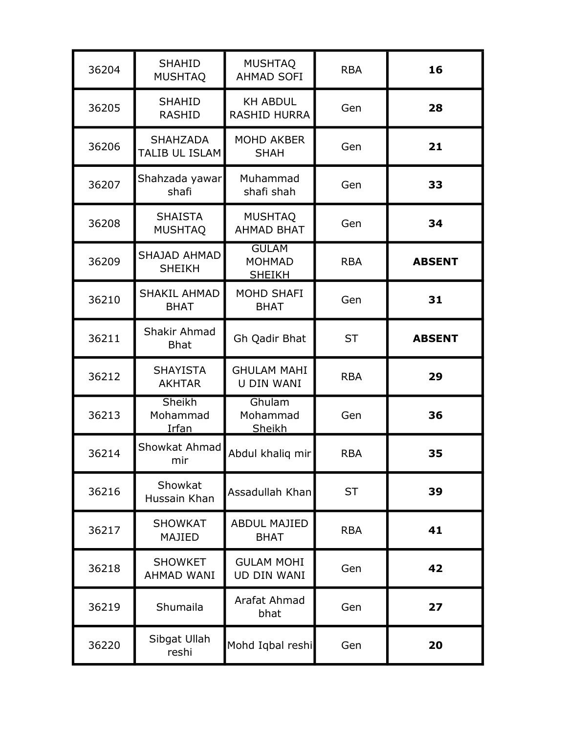| | | | | |
|---|---|---|---|---|
| 36204 | SHAHID MUSHTAQ | MUSHTAQ AHMAD SOFI | RBA | **16** |
| 36205 | SHAHID RASHID | KH ABDUL RASHID HURRA | Gen | **28** |
| 36206 | SHAHZADA TALIB UL ISLAM | MOHD AKBER SHAH | Gen | **21** |
| 36207 | Shahzada yawar shafi | Muhammad shafi shah | Gen | **33** |
| 36208 | SHAISTA MUSHTAQ | MUSHTAQ AHMAD BHAT | Gen | **34** |
| 36209 | SHAJAD AHMAD SHEIKH | GULAM MOHMAD SHEIKH | RBA | **ABSENT** |
| 36210 | SHAKIL AHMAD BHAT | MOHD SHAFI BHAT | Gen | **31** |
| 36211 | Shakir Ahmad Bhat | Gh Qadir Bhat | ST | **ABSENT** |
| 36212 | SHAYISTA AKHTAR | GHULAM MAHI U DIN WANI | RBA | **29** |
| 36213 | Sheikh Mohammad Irfan | Ghulam Mohammad Sheikh | Gen | **36** |
| 36214 | Showkat Ahmad mir | Abdul khaliq mir | RBA | **35** |
| 36216 | Showkat Hussain Khan | Assadullah Khan | ST | **39** |
| 36217 | SHOWKAT MAJIED | ABDUL MAJIED BHAT | RBA | **41** |
| 36218 | SHOWKET AHMAD WANI | GULAM MOHI UD DIN WANI | Gen | **42** |
| 36219 | Shumaila | Arafat Ahmad bhat | Gen | **27** |
| 36220 | Sibgat Ullah reshi | Mohd Iqbal reshi | Gen | **20** |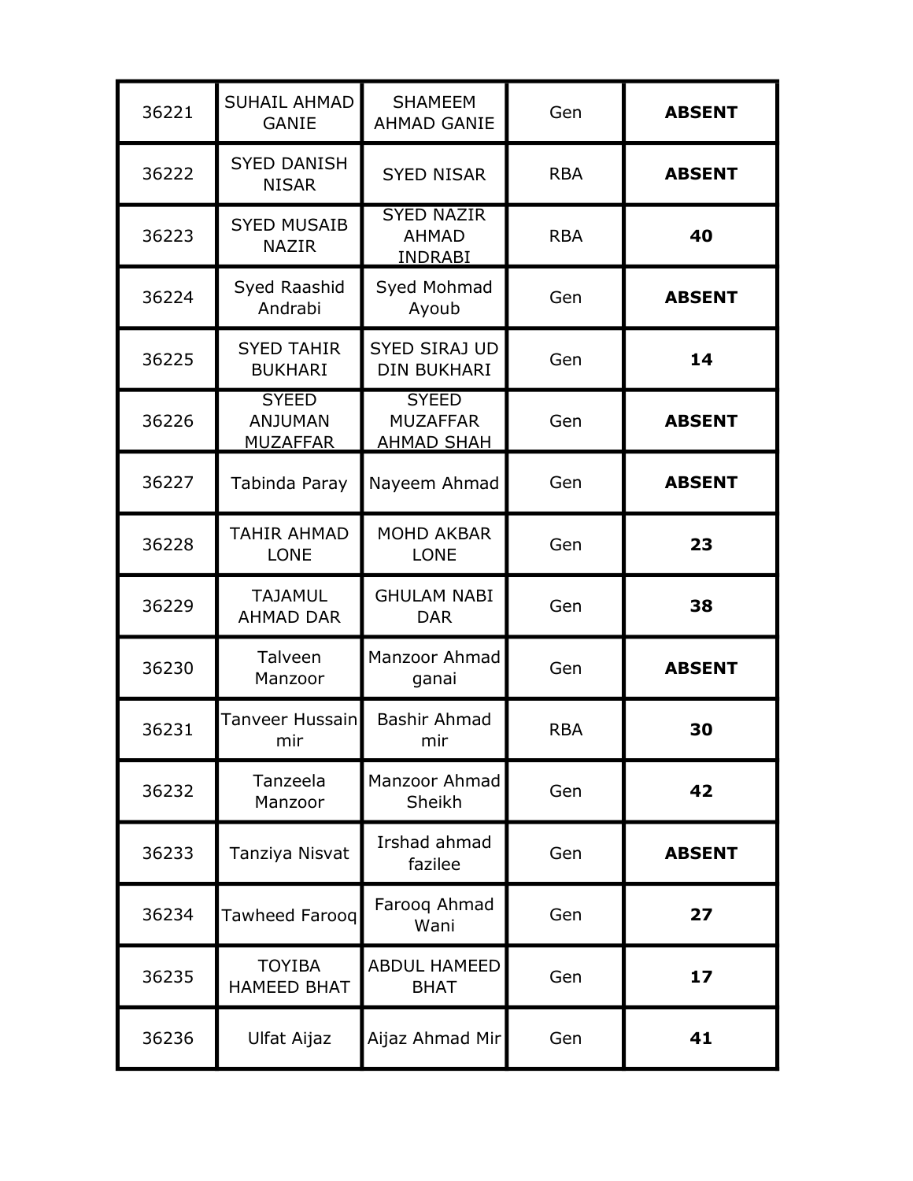| 36221 | SUHAIL AHMAD GANIE | SHAMEEM AHMAD GANIE | Gen | **ABSENT** |
|---|---|---|---|---|
| 36222 | SYED DANISH NISAR | SYED NISAR | RBA | **ABSENT** |
| 36223 | SYED MUSAIB NAZIR | SYED NAZIR AHMAD INDRABI | RBA | **40** |
| 36224 | Syed Raashid Andrabi | Syed Mohmad Ayoub | Gen | **ABSENT** |
| 36225 | SYED TAHIR BUKHARI | SYED SIRAJ UD DIN BUKHARI | Gen | **14** |
| 36226 | SYEED ANJUMAN MUZAFFAR | SYEED MUZAFFAR AHMAD SHAH | Gen | **ABSENT** |
| 36227 | Tabinda Paray | Nayeem Ahmad | Gen | **ABSENT** |
| 36228 | TAHIR AHMAD LONE | MOHD AKBAR LONE | Gen | **23** |
| 36229 | TAJAMUL AHMAD DAR | GHULAM NABI DAR | Gen | **38** |
| 36230 | Talveen Manzoor | Manzoor Ahmad ganai | Gen | **ABSENT** |
| 36231 | Tanveer Hussain mir | Bashir Ahmad mir | RBA | **30** |
| 36232 | Tanzeela Manzoor | Manzoor Ahmad Sheikh | Gen | **42** |
| 36233 | Tanziya Nisvat | Irshad ahmad fazilee | Gen | **ABSENT** |
| 36234 | Tawheed Farooq | Farooq Ahmad Wani | Gen | **27** |
| 36235 | TOYIBA HAMEED BHAT | ABDUL HAMEED BHAT | Gen | **17** |
| 36236 | Ulfat Aijaz | Aijaz Ahmad Mir | Gen | **41** |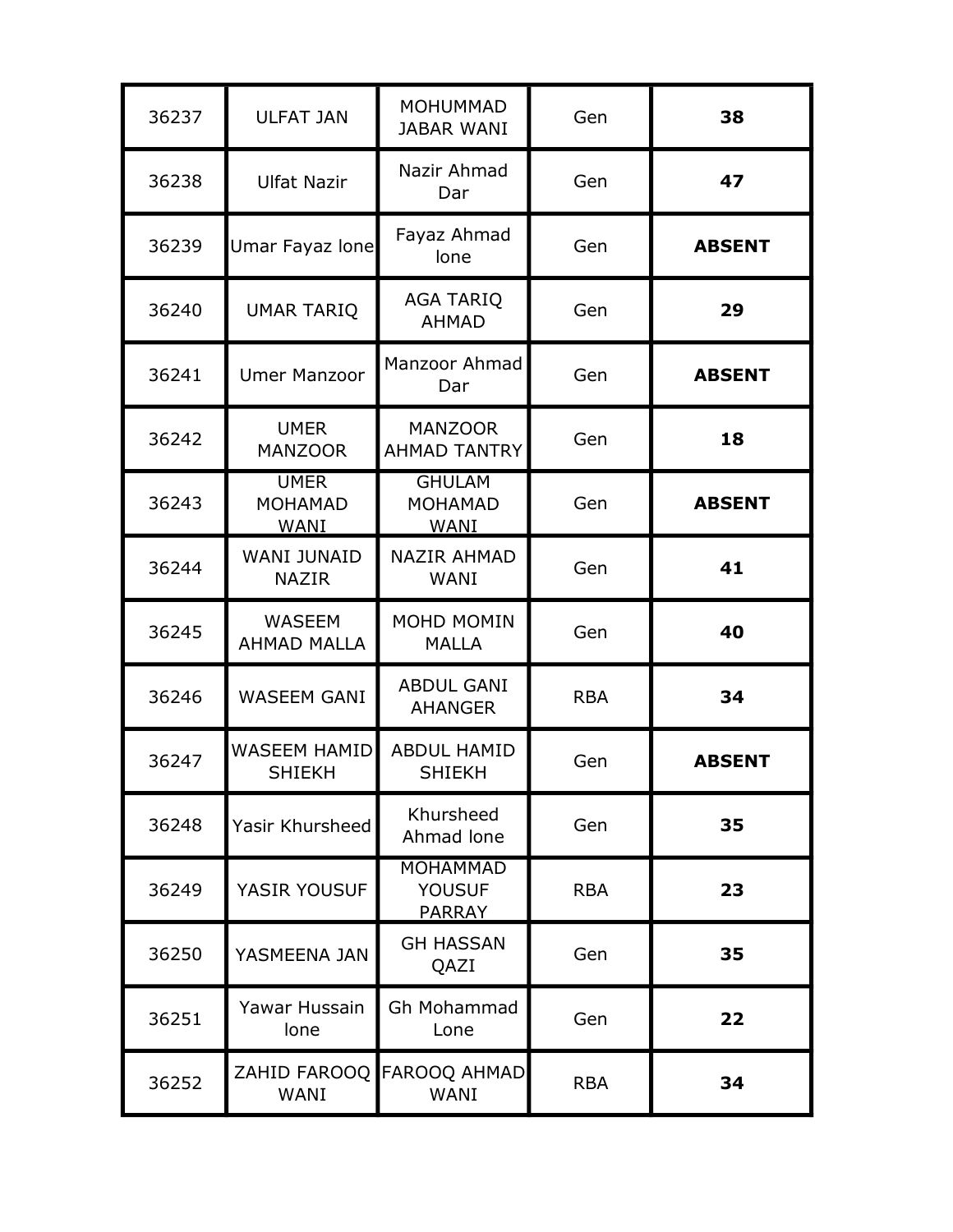| | | | | |
|---|---|---|---|---|
| 36237 | ULFAT JAN | MOHUMMAD JABAR WANI | Gen | **38** |
| 36238 | Ulfat Nazir | Nazir Ahmad Dar | Gen | **47** |
| 36239 | Umar Fayaz lone | Fayaz Ahmad lone | Gen | **ABSENT** |
| 36240 | UMAR TARIQ | AGA TARIQ AHMAD | Gen | **29** |
| 36241 | Umer Manzoor | Manzoor Ahmad Dar | Gen | **ABSENT** |
| 36242 | UMER MANZOOR | MANZOOR AHMAD TANTRY | Gen | **18** |
| 36243 | UMER MOHAMAD WANI | GHULAM MOHAMAD WANI | Gen | **ABSENT** |
| 36244 | WANI JUNAID NAZIR | NAZIR AHMAD WANI | Gen | **41** |
| 36245 | WASEEM AHMAD MALLA | MOHD MOMIN MALLA | Gen | **40** |
| 36246 | WASEEM GANI | ABDUL GANI AHANGER | RBA | **34** |
| 36247 | WASEEM HAMID SHIEKH | ABDUL HAMID SHIEKH | Gen | **ABSENT** |
| 36248 | Yasir Khursheed | Khursheed Ahmad lone | Gen | **35** |
| 36249 | YASIR YOUSUF | MOHAMMAD YOUSUF PARRAY | RBA | **23** |
| 36250 | YASMEENA JAN | GH HASSAN QAZI | Gen | **35** |
| 36251 | Yawar Hussain lone | Gh Mohammad Lone | Gen | **22** |
| 36252 | ZAHID FAROOQ WANI | FAROOQ AHMAD WANI | RBA | **34** |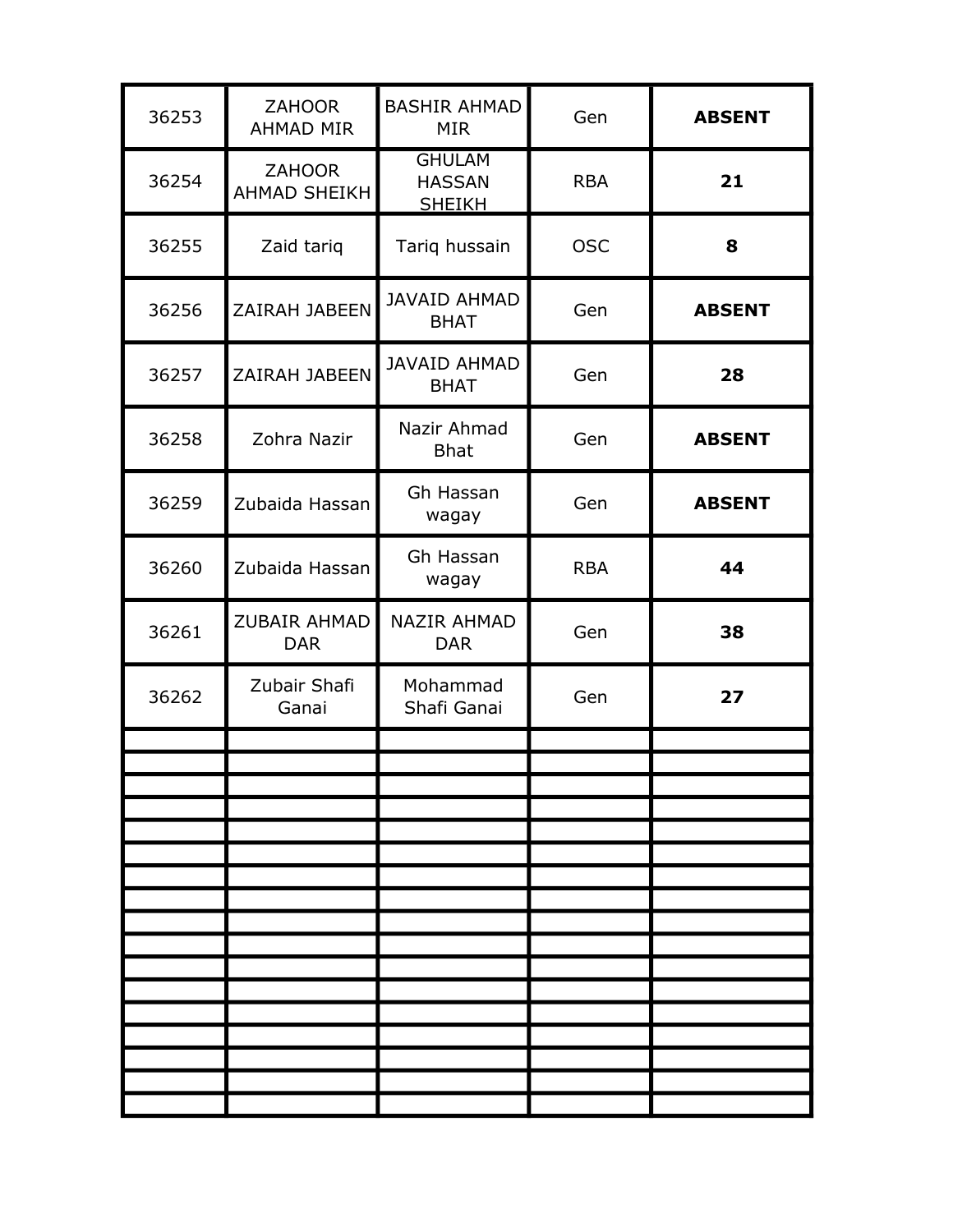| | | | | |
|---|---|---|---|---|
| 36253 | ZAHOOR AHMAD MIR | BASHIR AHMAD MIR | Gen | **ABSENT** |
| 36254 | ZAHOOR AHMAD SHEIKH | GHULAM HASSAN SHEIKH | RBA | **21** |
| 36255 | Zaid tariq | Tariq hussain | OSC | **8** |
| 36256 | ZAIRAH JABEEN | JAVAID AHMAD BHAT | Gen | **ABSENT** |
| 36257 | ZAIRAH JABEEN | JAVAID AHMAD BHAT | Gen | **28** |
| 36258 | Zohra Nazir | Nazir Ahmad Bhat | Gen | **ABSENT** |
| 36259 | Zubaida Hassan | Gh Hassan wagay | Gen | **ABSENT** |
| 36260 | Zubaida Hassan | Gh Hassan wagay | RBA | **44** |
| 36261 | ZUBAIR AHMAD DAR | NAZIR AHMAD DAR | Gen | **38** |
| 36262 | Zubair Shafi Ganai | Mohammad Shafi Ganai | Gen | **27** |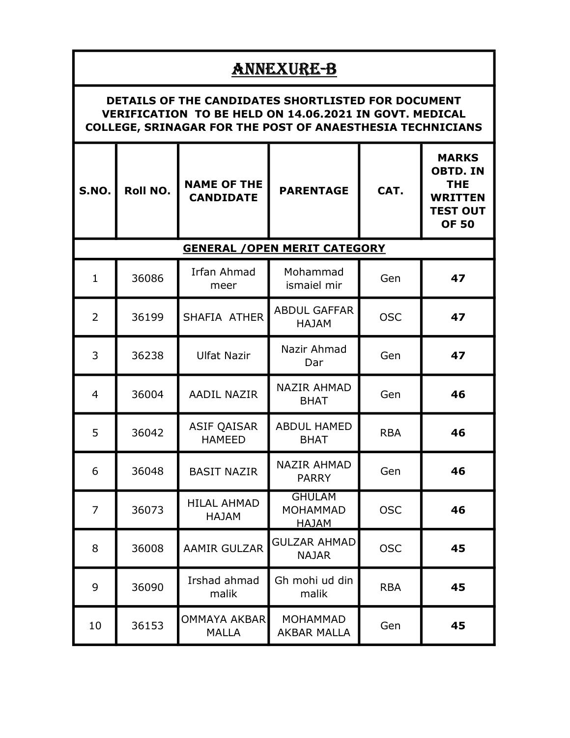# ANNEXURE-B

**DETAILS OF THE CANDIDATES SHORTLISTED FOR DOCUMENT VERIFICATION TO BE HELD ON 14.06.2021 IN GOVT. MEDICAL COLLEGE, SRINAGAR FOR THE POST OF ANAESTHESIA TECHNICIANS**

| S.NO. | Roll NO. | NAME OF THE CANDIDATE | PARENTAGE | CAT. | MARKS OBTD. IN THE WRITTEN TEST OUT OF 50 |
|---|---|---|---|---|---|
| **GENERAL /OPEN MERIT CATEGORY** | | | | | |
| 1 | 36086 | Irfan Ahmad meer | Mohammad ismaiel mir | Gen | **47** |
| 2 | 36199 | SHAFIA ATHER | ABDUL GAFFAR HAJAM | OSC | **47** |
| 3 | 36238 | Ulfat Nazir | Nazir Ahmad Dar | Gen | **47** |
| 4 | 36004 | AADIL NAZIR | NAZIR AHMAD BHAT | Gen | **46** |
| 5 | 36042 | ASIF QAISAR HAMEED | ABDUL HAMED BHAT | RBA | **46** |
| 6 | 36048 | BASIT NAZIR | NAZIR AHMAD PARRY | Gen | **46** |
| 7 | 36073 | HILAL AHMAD HAJAM | GHULAM MOHAMMAD HAJAM | OSC | **46** |
| 8 | 36008 | AAMIR GULZAR | GULZAR AHMAD NAJAR | OSC | **45** |
| 9 | 36090 | Irshad ahmad malik | Gh mohi ud din malik | RBA | **45** |
| 10 | 36153 | OMMAYA AKBAR MALLA | MOHAMMAD AKBAR MALLA | Gen | **45** |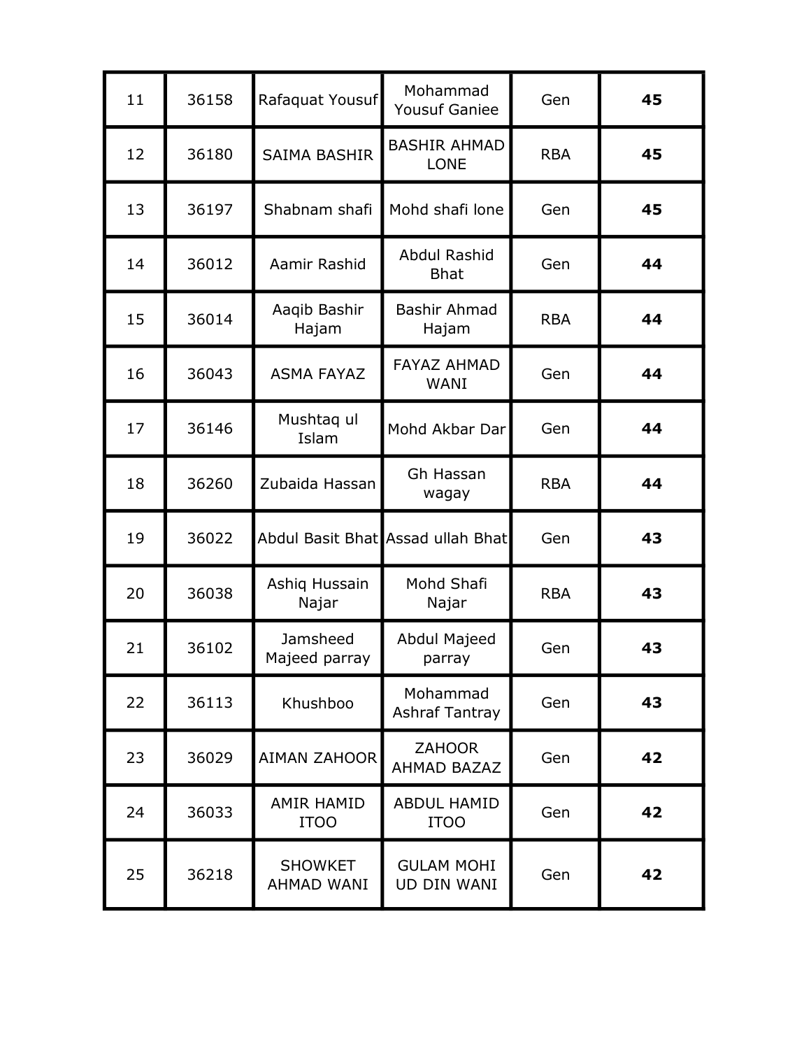| 11 | 36158 | Rafaquat Yousuf | Mohammad Yousuf Ganiee | Gen | **45** |
|---|---|---|---|---|---|
| 12 | 36180 | SAIMA BASHIR | BASHIR AHMAD LONE | RBA | **45** |
| 13 | 36197 | Shabnam shafi | Mohd shafi lone | Gen | **45** |
| 14 | 36012 | Aamir Rashid | Abdul Rashid Bhat | Gen | **44** |
| 15 | 36014 | Aaqib Bashir Hajam | Bashir Ahmad Hajam | RBA | **44** |
| 16 | 36043 | ASMA FAYAZ | FAYAZ AHMAD WANI | Gen | **44** |
| 17 | 36146 | Mushtaq ul Islam | Mohd Akbar Dar | Gen | **44** |
| 18 | 36260 | Zubaida Hassan | Gh Hassan wagay | RBA | **44** |
| 19 | 36022 | Abdul Basit Bhat | Assad ullah Bhat | Gen | **43** |
| 20 | 36038 | Ashiq Hussain Najar | Mohd Shafi Najar | RBA | **43** |
| 21 | 36102 | Jamsheed Majeed parray | Abdul Majeed parray | Gen | **43** |
| 22 | 36113 | Khushboo | Mohammad Ashraf Tantray | Gen | **43** |
| 23 | 36029 | AIMAN ZAHOOR | ZAHOOR AHMAD BAZAZ | Gen | **42** |
| 24 | 36033 | AMIR HAMID ITOO | ABDUL HAMID ITOO | Gen | **42** |
| 25 | 36218 | SHOWKET AHMAD WANI | GULAM MOHI UD DIN WANI | Gen | **42** |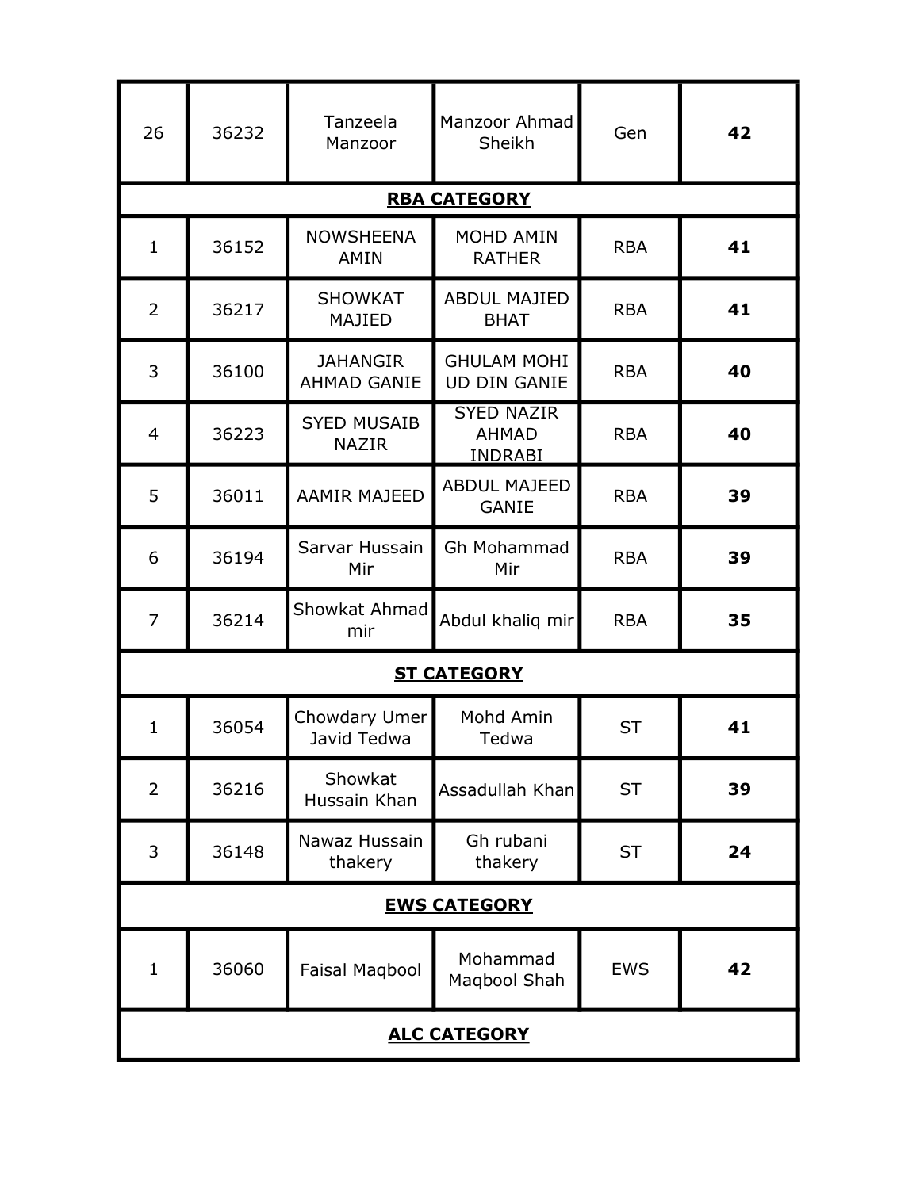| 26 | 36232 | Tanzeela Manzoor | Manzoor Ahmad Sheikh | Gen | **42** |
|---|---|---|---|---|---|
| **RBA CATEGORY** | | | | | |
| 1 | 36152 | NOWSHEENA AMIN | MOHD AMIN RATHER | RBA | **41** |
| 2 | 36217 | SHOWKAT MAJIED | ABDUL MAJIED BHAT | RBA | **41** |
| 3 | 36100 | JAHANGIR AHMAD GANIE | GHULAM MOHI UD DIN GANIE | RBA | **40** |
| 4 | 36223 | SYED MUSAIB NAZIR | SYED NAZIR AHMAD INDRABI | RBA | **40** |
| 5 | 36011 | AAMIR MAJEED | ABDUL MAJEED GANIE | RBA | **39** |
| 6 | 36194 | Sarvar Hussain Mir | Gh Mohammad Mir | RBA | **39** |
| 7 | 36214 | Showkat Ahmad mir | Abdul khaliq mir | RBA | **35** |
| **ST CATEGORY** | | | | | |
| 1 | 36054 | Chowdary Umer Javid Tedwa | Mohd Amin Tedwa | ST | **41** |
| 2 | 36216 | Showkat Hussain Khan | Assadullah Khan | ST | **39** |
| 3 | 36148 | Nawaz Hussain thakery | Gh rubani thakery | ST | **24** |
| **EWS CATEGORY** | | | | | |
| 1 | 36060 | Faisal Maqbool | Mohammad Maqbool Shah | EWS | **42** |
| **ALC CATEGORY** | | | | | |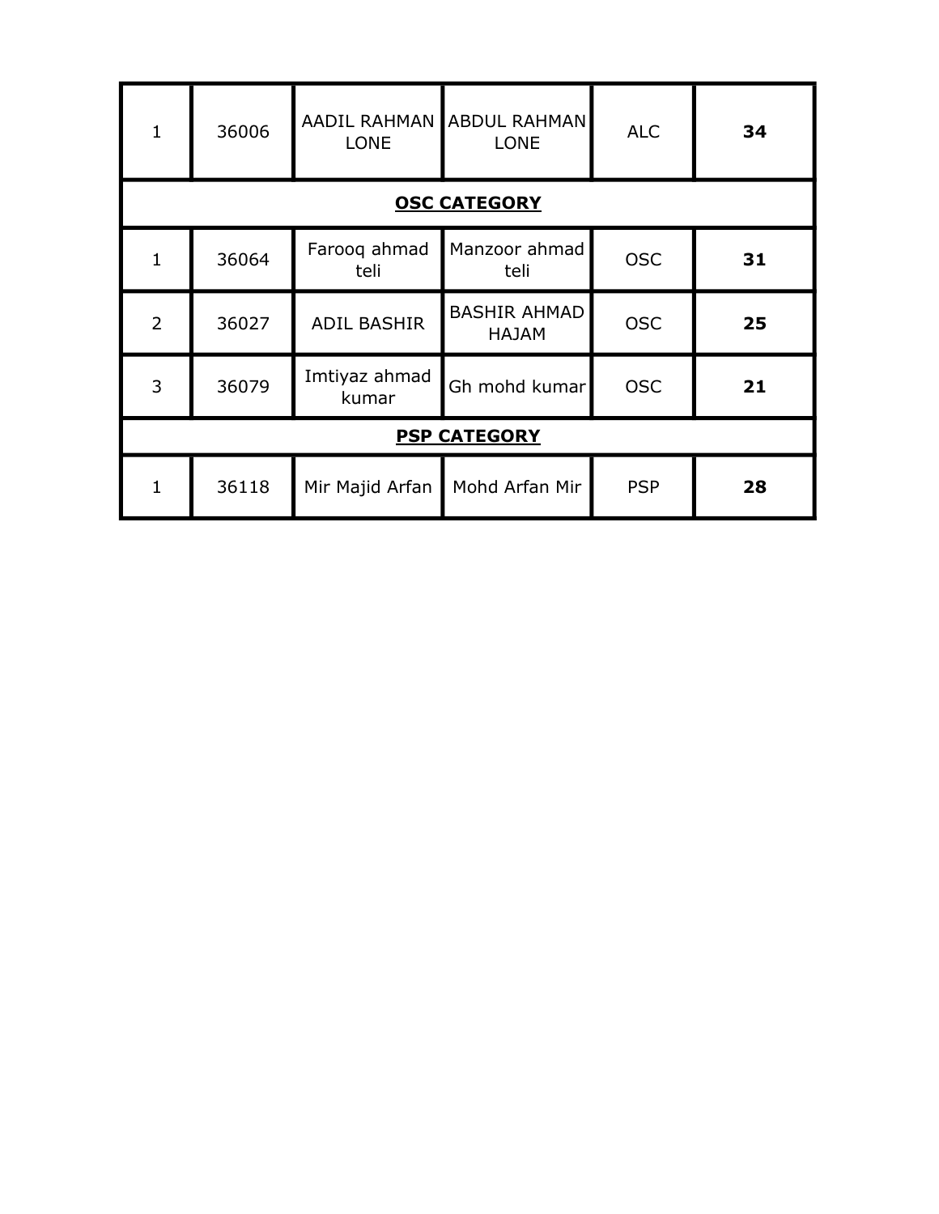| | | | | | |
|---|---|---|---|---|---|
| 1 | 36006 | AADIL RAHMAN LONE | ABDUL RAHMAN LONE | ALC | **34** |
| **OSC CATEGORY** | | | | | |
| 1 | 36064 | Farooq ahmad teli | Manzoor ahmad teli | OSC | **31** |
| 2 | 36027 | ADIL BASHIR | BASHIR AHMAD HAJAM | OSC | **25** |
| 3 | 36079 | Imtiyaz ahmad kumar | Gh mohd kumar | OSC | **21** |
| **PSP CATEGORY** | | | | | |
| 1 | 36118 | Mir Majid Arfan | Mohd Arfan Mir | PSP | **28** |